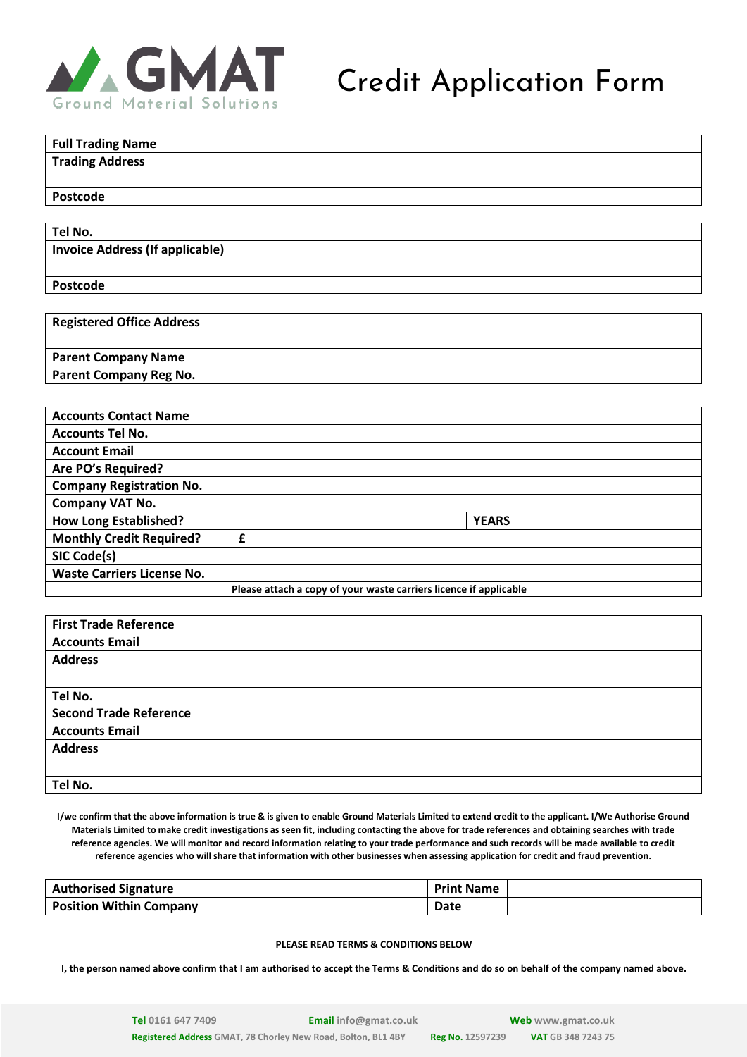GMAT
Ground Material Solutions

# Credit Application Form

| Full Trading Name | |
|---|---|
| Trading Address | |
| Postcode | |

| Tel No. | |
|---|---|
| Invoice Address (If applicable) | |
| Postcode | |

| Registered Office Address | |
|---|---|
| Parent Company Name | |
| Parent Company Reg No. | |

| Accounts Contact Name | | |
|---|---|---|
| Accounts Tel No. | | |
| Account Email | | |
| Are PO's Required? | | |
| Company Registration No. | | |
| Company VAT No. | | |
| How Long Established? | | YEARS |
| Monthly Credit Required? | £ | |
| SIC Code(s) | | |
| Waste Carriers License No. | | |
| Please attach a copy of your waste carriers licence if applicable | | |

| First Trade Reference | |
|---|---|
| Accounts Email | |
| Address | |
| Tel No. | |
| Second Trade Reference | |
| Accounts Email | |
| Address | |
| Tel No. | |

**I/we confirm that the above information is true & is given to enable Ground Materials Limited to extend credit to the applicant. I/We Authorise Ground Materials Limited to make credit investigations as seen fit, including contacting the above for trade references and obtaining searches with trade reference agencies. We will monitor and record information relating to your trade performance and such records will be made available to credit reference agencies who will share that information with other businesses when assessing application for credit and fraud prevention.**

| Authorised Signature | | Print Name | |
|---|---|---|---|
| Position Within Company | | Date | |

**PLEASE READ TERMS & CONDITIONS BELOW**

**I, the person named above confirm that I am authorised to accept the Terms & Conditions and do so on behalf of the company named above.**

**Tel** 0161 647 7409 **Email** info@gmat.co.uk **Web** www.gmat.co.uk
**Registered Address** GMAT, 78 Chorley New Road, Bolton, BL1 4BY **Reg No.** 12597239 **VAT** GB 348 7243 75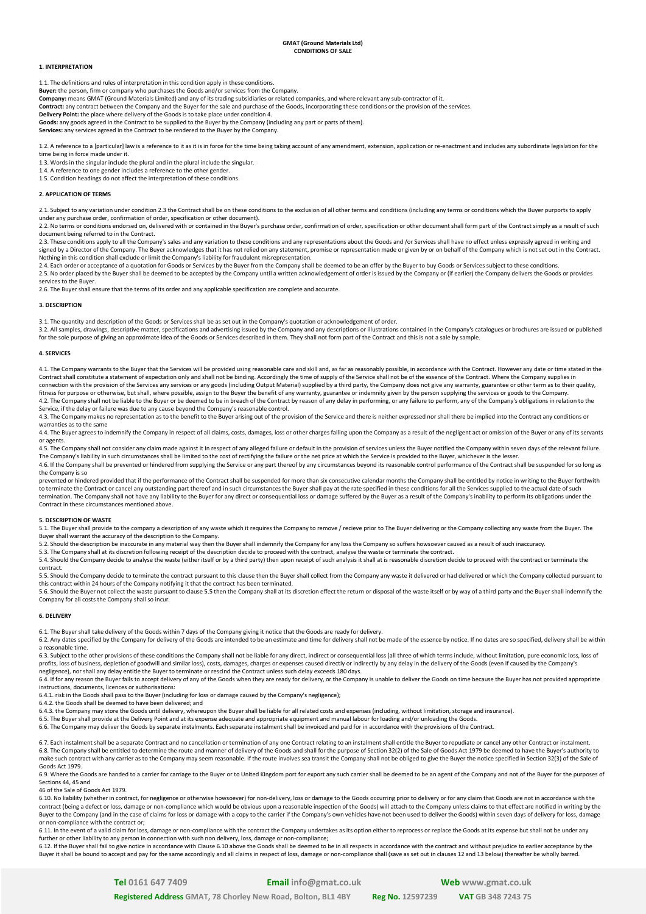**GMAT (Ground Materials Ltd)**
**CONDITIONS OF SALE**

## 1. INTERPRETATION

1.1. The definitions and rules of interpretation in this condition apply in these conditions.

**Buyer:** the person, firm or company who purchases the Goods and/or services from the Company.

**Company:** means GMAT (Ground Materials Limited) and any of its trading subsidiaries or related companies, and where relevant any sub-contractor of it.

**Contract:** any contract between the Company and the Buyer for the sale and purchase of the Goods, incorporating these conditions or the provision of the services.

**Delivery Point:** the place where delivery of the Goods is to take place under condition 4.

**Goods:** any goods agreed in the Contract to be supplied to the Buyer by the Company (including any part or parts of them).

**Services:** any services agreed in the Contract to be rendered to the Buyer by the Company.

1.2. A reference to a [particular] law is a reference to it as it is in force for the time being taking account of any amendment, extension, application or re-enactment and includes any subordinate legislation for the time being in force made under it.

1.3. Words in the singular include the plural and in the plural include the singular.

1.4. A reference to one gender includes a reference to the other gender.

1.5. Condition headings do not affect the interpretation of these conditions.

## 2. APPLICATION OF TERMS

2.1. Subject to any variation under condition 2.3 the Contract shall be on these conditions to the exclusion of all other terms and conditions (including any terms or conditions which the Buyer purports to apply under any purchase order, confirmation of order, specification or other document).

2.2. No terms or conditions endorsed on, delivered with or contained in the Buyer's purchase order, confirmation of order, specification or other document shall form part of the Contract simply as a result of such document being referred to in the Contract.

2.3. These conditions apply to all the Company's sales and any variation to these conditions and any representations about the Goods and /or Services shall have no effect unless expressly agreed in writing and signed by a Director of the Company. The Buyer acknowledges that it has not relied on any statement, promise or representation made or given by or on behalf of the Company which is not set out in the Contract. Nothing in this condition shall exclude or limit the Company's liability for fraudulent misrepresentation.

2.4. Each order or acceptance of a quotation for Goods or Services by the Buyer from the Company shall be deemed to be an offer by the Buyer to buy Goods or Services subject to these conditions.

2.5. No order placed by the Buyer shall be deemed to be accepted by the Company until a written acknowledgement of order is issued by the Company or (if earlier) the Company delivers the Goods or provides services to the Buyer.

2.6. The Buyer shall ensure that the terms of its order and any applicable specification are complete and accurate.

## 3. DESCRIPTION

3.1. The quantity and description of the Goods or Services shall be as set out in the Company's quotation or acknowledgement of order.

3.2. All samples, drawings, descriptive matter, specifications and advertising issued by the Company and any descriptions or illustrations contained in the Company's catalogues or brochures are issued or published for the sole purpose of giving an approximate idea of the Goods or Services described in them. They shall not form part of the Contract and this is not a sale by sample.

## 4. SERVICES

4.1. The Company warrants to the Buyer that the Services will be provided using reasonable care and skill and, as far as reasonably possible, in accordance with the Contract. However any date or time stated in the Contract shall constitute a statement of expectation only and shall not be binding. Accordingly the time of supply of the Service shall not be of the essence of the Contract. Where the Company supplies in connection with the provision of the Services any services or any goods (including Output Material) supplied by a third party, the Company does not give any warranty, guarantee or other term as to their quality, fitness for purpose or otherwise, but shall, where possible, assign to the Buyer the benefit of any warranty, guarantee or indemnity given by the person supplying the services or goods to the Company.

4.2. The Company shall not be liable to the Buyer or be deemed to be in breach of the Contract by reason of any delay in performing, or any failure to perform, any of the Company's obligations in relation to the Service, if the delay or failure was due to any cause beyond the Company's reasonable control.

4.3. The Company makes no representation as to the benefit to the Buyer arising out of the provision of the Service and there is neither expressed nor shall there be implied into the Contract any conditions or warranties as to the same

4.4. The Buyer agrees to indemnify the Company in respect of all claims, costs, damages, loss or other charges falling upon the Company as a result of the negligent act or omission of the Buyer or any of its servants or agents.

4.5. The Company shall not consider any claim made against it in respect of any alleged failure or default in the provision of services unless the Buyer notified the Company within seven days of the relevant failure. The Company's liability in such circumstances shall be limited to the cost of rectifying the failure or the net price at which the Service is provided to the Buyer, whichever is the lesser.

4.6. If the Company shall be prevented or hindered from supplying the Service or any part thereof by any circumstances beyond its reasonable control performance of the Contract shall be suspended for so long as the Company is so prevented or hindered provided that if the performance of the Contract shall be suspended for more than six consecutive calendar months the Company shall be entitled by notice in writing to the Buyer forthwith to terminate the Contract or cancel any outstanding part thereof and in such circumstances the Buyer shall pay at the rate specified in these conditions for all the Services supplied to the actual date of such termination. The Company shall not have any liability to the Buyer for any direct or consequential loss or damage suffered by the Buyer as a result of the Company's inability to perform its obligations under the Contract in these circumstances mentioned above.

## 5. DESCRIPTION OF WASTE

5.1. The Buyer shall provide to the company a description of any waste which it requires the Company to remove / recieve prior to The Buyer delivering or the Company collecting any waste from the Buyer. The Buyer shall warrant the accuracy of the description to the Company.

5.2. Should the description be inaccurate in any material way then the Buyer shall indemnify the Company for any loss the Company so suffers howsoever caused as a result of such inaccuracy.

5.3. The Company shall at its discretion following receipt of the description decide to proceed with the contract, analyse the waste or terminate the contract.

5.4. Should the Company decide to analyse the waste (either itself or by a third party) then upon receipt of such analysis it shall at is reasonable discretion decide to proceed with the contract or terminate the contract.

5.5. Should the Company decide to terminate the contract pursuant to this clause then the Buyer shall collect from the Company any waste it delivered or had delivered or which the Company collected pursuant to this contract within 24 hours of the Company notifying it that the contract has been terminated.

5.6. Should the Buyer not collect the waste pursuant to clause 5.5 then the Company shall at its discretion effect the return or disposal of the waste itself or by way of a third party and the Buyer shall indemnify the Company for all costs the Company shall so incur.

## 6. DELIVERY

6.1. The Buyer shall take delivery of the Goods within 7 days of the Company giving it notice that the Goods are ready for delivery.

6.2. Any dates specified by the Company for delivery of the Goods are intended to be an estimate and time for delivery shall not be made of the essence by notice. If no dates are so specified, delivery shall be within a reasonable time.

6.3. Subject to the other provisions of these conditions the Company shall not be liable for any direct, indirect or consequential loss (all three of which terms include, without limitation, pure economic loss, loss of profits, loss of business, depletion of goodwill and similar loss), costs, damages, charges or expenses caused directly or indirectly by any delay in the delivery of the Goods (even if caused by the Company's negligence), nor shall any delay entitle the Buyer to terminate or rescind the Contract unless such delay exceeds 180 days.

6.4. If for any reason the Buyer fails to accept delivery of any of the Goods when they are ready for delivery, or the Company is unable to deliver the Goods on time because the Buyer has not provided appropriate instructions, documents, licences or authorisations:

6.4.1. risk in the Goods shall pass to the Buyer (including for loss or damage caused by the Company's negligence);

6.4.2. the Goods shall be deemed to have been delivered; and

6.4.3. the Company may store the Goods until delivery, whereupon the Buyer shall be liable for all related costs and expenses (including, without limitation, storage and insurance).

6.5. The Buyer shall provide at the Delivery Point and at its expense adequate and appropriate equipment and manual labour for loading and/or unloading the Goods.

6.6. The Company may deliver the Goods by separate instalments. Each separate instalment shall be invoiced and paid for in accordance with the provisions of the Contract.

6.7. Each instalment shall be a separate Contract and no cancellation or termination of any one Contract relating to an instalment shall entitle the Buyer to repudiate or cancel any other Contract or instalment.

6.8. The Company shall be entitled to determine the route and manner of delivery of the Goods and shall for the purpose of Section 32(2) of the Sale of Goods Act 1979 be deemed to have the Buyer's authority to make such contract with any carrier as to the Company may seem reasonable. If the route involves sea transit the Company shall not be obliged to give the Buyer the notice specified in Section 32(3) of the Sale of Goods Act 1979.

6.9. Where the Goods are handed to a carrier for carriage to the Buyer or to United Kingdom port for export any such carrier shall be deemed to be an agent of the Company and not of the Buyer for the purposes of Sections 44, 45 and 46 of the Sale of Goods Act 1979.

6.10. No liability (whether in contract, for negligence or otherwise howsoever) for non-delivery, loss or damage to the Goods occurring prior to delivery or for any claim that Goods are not in accordance with the contract (being a defect or loss, damage or non-compliance which would be obvious upon a reasonable inspection of the Goods) will attach to the Company unless claims to that effect are notified in writing by the Buyer to the Company (and in the case of claims for loss or damage with a copy to the carrier if the Company's own vehicles have not been used to deliver the Goods) within seven days of delivery for loss, damage or non-compliance with the contract or;

6.11. In the event of a valid claim for loss, damage or non-compliance with the contract the Company undertakes as its option either to reprocess or replace the Goods at its expense but shall not be under any further or other liability to any person in connection with such non delivery, loss, damage or non-compliance;

6.12. If the Buyer shall fail to give notice in accordance with Clause 6.10 above the Goods shall be deemed to be in all respects in accordance with the contract and without prejudice to earlier acceptance by the Buyer it shall be bound to accept and pay for the same accordingly and all claims in respect of loss, damage or non-compliance shall (save as set out in clauses 12 and 13 below) thereafter be wholly barred.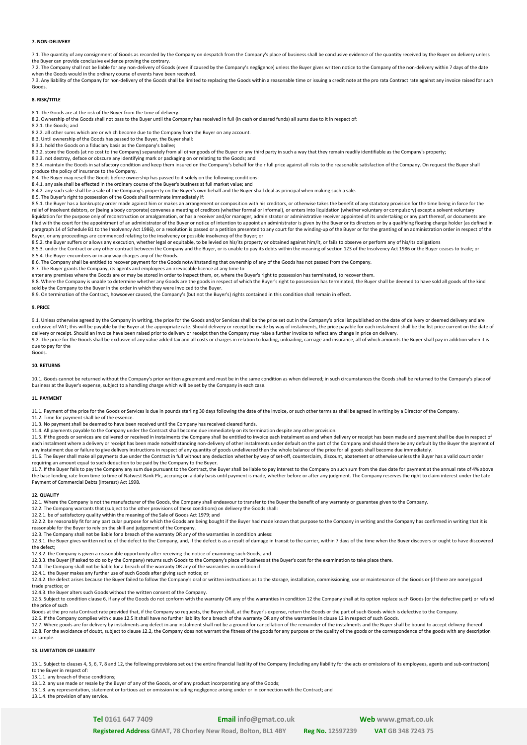#### 7. NON-DELIVERY

7.1. The quantity of any consignment of Goods as recorded by the Company on despatch from the Company's place of business shall be conclusive evidence of the quantity received by the Buyer on delivery unless the Buyer can provide conclusive evidence proving the contrary.

7.2. The Company shall not be liable for any non-delivery of Goods (even if caused by the Company's negligence) unless the Buyer gives written notice to the Company of the non-delivery within 7 days of the date when the Goods would in the ordinary course of events have been received.

7.3. Any liability of the Company for non-delivery of the Goods shall be limited to replacing the Goods within a reasonable time or issuing a credit note at the pro rata Contract rate against any invoice raised for such Goods.

#### 8. RISK/TITLE

8.1. The Goods are at the risk of the Buyer from the time of delivery.

8.2. Ownership of the Goods shall not pass to the Buyer until the Company has received in full (in cash or cleared funds) all sums due to it in respect of:

8.2.1. the Goods; and

8.2.2. all other sums which are or which become due to the Company from the Buyer on any account.

8.3. Until ownership of the Goods has passed to the Buyer, the Buyer shall:

8.3.1. hold the Goods on a fiduciary basis as the Company's bailee;

8.3.2. store the Goods (at no cost to the Company) separately from all other goods of the Buyer or any third party in such a way that they remain readily identifiable as the Company's property;

8.3.3. not destroy, deface or obscure any identifying mark or packaging on or relating to the Goods; and

8.3.4. maintain the Goods in satisfactory condition and keep them insured on the Company's behalf for their full price against all risks to the reasonable satisfaction of the Company. On request the Buyer shall produce the policy of insurance to the Company.

8.4. The Buyer may resell the Goods before ownership has passed to it solely on the following conditions:

8.4.1. any sale shall be effected in the ordinary course of the Buyer's business at full market value; and

8.4.2. any such sale shall be a sale of the Company's property on the Buyer's own behalf and the Buyer shall deal as principal when making such a sale.

8.5. The Buyer's right to possession of the Goods shall terminate immediately if:

8.5.1. the Buyer has a bankruptcy order made against him or makes an arrangement or composition with his creditors, or otherwise takes the benefit of any statutory provision for the time being in force for the relief of insolvent debtors, or (being a body corporate) convenes a meeting of creditors (whether formal or informal), or enters into liquidation (whether voluntary or compulsory) except a solvent voluntary liquidation for the purpose only of reconstruction or amalgamation, or has a receiver and/or manager, administrator or administrative receiver appointed of its undertaking or any part thereof, or documents are filed with the court for the appointment of an administrator of the Buyer or notice of intention to appoint an administrator is given by the Buyer or its directors or by a qualifying floating charge holder (as defined in paragraph 14 of Schedule B1 to the Insolvency Act 1986), or a resolution is passed or a petition presented to any court for the winding-up of the Buyer or for the granting of an administration order in respect of the Buyer, or any proceedings are commenced relating to the insolvency or possible insolvency of the Buyer; or

8.5.2. the Buyer suffers or allows any execution, whether legal or equitable, to be levied on his/its property or obtained against him/it, or fails to observe or perform any of his/its obligations

8.5.3. under the Contract or any other contract between the Company and the Buyer, or is unable to pay its debts within the meaning of section 123 of the Insolvency Act 1986 or the Buyer ceases to trade; or

8.5.4. the Buyer encumbers or in any way charges any of the Goods.

8.6. The Company shall be entitled to recover payment for the Goods notwithstanding that ownership of any of the Goods has not passed from the Company.

8.7. The Buyer grants the Company, its agents and employees an irrevocable licence at any time to enter any premises where the Goods are or may be stored in order to inspect them, or, where the Buyer's right to possession has terminated, to recover them.

8.8. Where the Company is unable to determine whether any Goods are the goods in respect of which the Buyer's right to possession has terminated, the Buyer shall be deemed to have sold all goods of the kind sold by the Company to the Buyer in the order in which they were invoiced to the Buyer.

8.9. On termination of the Contract, howsoever caused, the Company's (but not the Buyer's) rights contained in this condition shall remain in effect.

#### 9. PRICE

9.1. Unless otherwise agreed by the Company in writing, the price for the Goods and/or Services shall be the price set out in the Company's price list published on the date of delivery or deemed delivery and are exclusive of VAT; this will be payable by the Buyer at the appropriate rate. Should delivery or receipt be made by way of instalments, the price payable for each instalment shall be the list price current on the date of delivery or receipt. Should an invoice have been raised prior to delivery or receipt then the Company may raise a further invoice to reflect any change in price on delivery.

9.2. The price for the Goods shall be exclusive of any value added tax and all costs or charges in relation to loading, unloading, carriage and insurance, all of which amounts the Buyer shall pay in addition when it is due to pay for the Goods.

#### 10. RETURNS

10.1. Goods cannot be returned without the Company's prior written agreement and must be in the same condition as when delivered; in such circumstances the Goods shall be returned to the Company's place of business at the Buyer's expense, subject to a handling charge which will be set by the Company in each case.

#### 11. PAYMENT

11.1. Payment of the price for the Goods or Services is due in pounds sterling 30 days following the date of the invoice, or such other terms as shall be agreed in writing by a Director of the Company.

11.2. Time for payment shall be of the essence.

11.3. No payment shall be deemed to have been received until the Company has received cleared funds.

11.4. All payments payable to the Company under the Contract shall become due immediately on its termination despite any other provision.

11.5. If the goods or services are delivered or received in instalments the Company shall be entitled to invoice each instalment as and when delivery or receipt has been made and payment shall be due in respect of each instalment where a delivery or receipt has been made notwithstanding non-delivery of other instalments under default on the part of the Company and should there be any default by the Buyer the payment of any instalment due or failure to give delivery instructions in respect of any quantity of goods undelivered then the whole balance of the price for all goods shall become due immediately.

11.6. The Buyer shall make all payments due under the Contract in full without any deduction whether by way of set-off, counterclaim, discount, abatement or otherwise unless the Buyer has a valid court order requiring an amount equal to such deduction to be paid by the Company to the Buyer.

11.7. If the Buyer fails to pay the Company any sum due pursuant to the Contract, the Buyer shall be liable to pay interest to the Company on such sum from the due date for payment at the annual rate of 4% above the base lending rate from time to time of Natwest Bank Plc, accruing on a daily basis until payment is made, whether before or after any judgment. The Company reserves the right to claim interest under the Late Payment of Commercial Debts (Interest) Act 1998.

#### 12. QUALITY

12.1. Where the Company is not the manufacturer of the Goods, the Company shall endeavour to transfer to the Buyer the benefit of any warranty or guarantee given to the Company.

12.2. The Company warrants that (subject to the other provisions of these conditions) on delivery the Goods shall:

12.2.1. be of satisfactory quality within the meaning of the Sale of Goods Act 1979; and

12.2.2. be reasonably fit for any particular purpose for which the Goods are being bought if the Buyer had made known that purpose to the Company in writing and the Company has confirmed in writing that it is reasonable for the Buyer to rely on the skill and judgement of the Company.

12.3. The Company shall not be liable for a breach of the warranty OR any of the warranties in condition unless:

12.3.1. the Buyer gives written notice of the defect to the Company, and, if the defect is as a result of damage in transit to the carrier, within 7 days of the time when the Buyer discovers or ought to have discovered the defect;

12.3.2. the Company is given a reasonable opportunity after receiving the notice of examining such Goods; and

12.3.3. the Buyer (if asked to do so by the Company) returns such Goods to the Company's place of business at the Buyer's cost for the examination to take place there.

12.4. The Company shall not be liable for a breach of the warranty OR any of the warranties in condition if:

12.4.1. the Buyer makes any further use of such Goods after giving such notice; or

12.4.2. the defect arises because the Buyer failed to follow the Company's oral or written instructions as to the storage, installation, commissioning, use or maintenance of the Goods or (if there are none) good trade practice; or

12.4.3. the Buyer alters such Goods without the written consent of the Company.

12.5. Subject to condition clause 6, if any of the Goods do not conform with the warranty OR any of the warranties in condition 12 the Company shall at its option replace such Goods (or the defective part) or refund the price of such Goods at the pro rata Contract rate provided that, if the Company so requests, the Buyer shall, at the Buyer's expense, return the Goods or the part of such Goods which is defective to the Company.

12.6. If the Company complies with clause 12.5 it shall have no further liability for a breach of the warranty OR any of the warranties in clause 12 in respect of such Goods.

12.7. Where goods are for delivery by instalments any defect in any instalment shall not be a ground for cancellation of the remainder of the instalments and the Buyer shall be bound to accept delivery thereof.

12.8. For the avoidance of doubt, subject to clause 12.2, the Company does not warrant the fitness of the goods for any purpose or the quality of the goods or the correspondence of the goods with any description or sample.

#### 13. LIMITATION OF LIABILITY

13.1. Subject to clauses 4, 5, 6, 7, 8 and 12, the following provisions set out the entire financial liability of the Company (including any liability for the acts or omissions of its employees, agents and sub-contractors) to the Buyer in respect of:

13.1.1. any breach of these conditions;

13.1.2. any use made or resale by the Buyer of any of the Goods, or of any product incorporating any of the Goods;

13.1.3. any representation, statement or tortious act or omission including negligence arising under or in connection with the Contract; and

13.1.4. the provision of any service.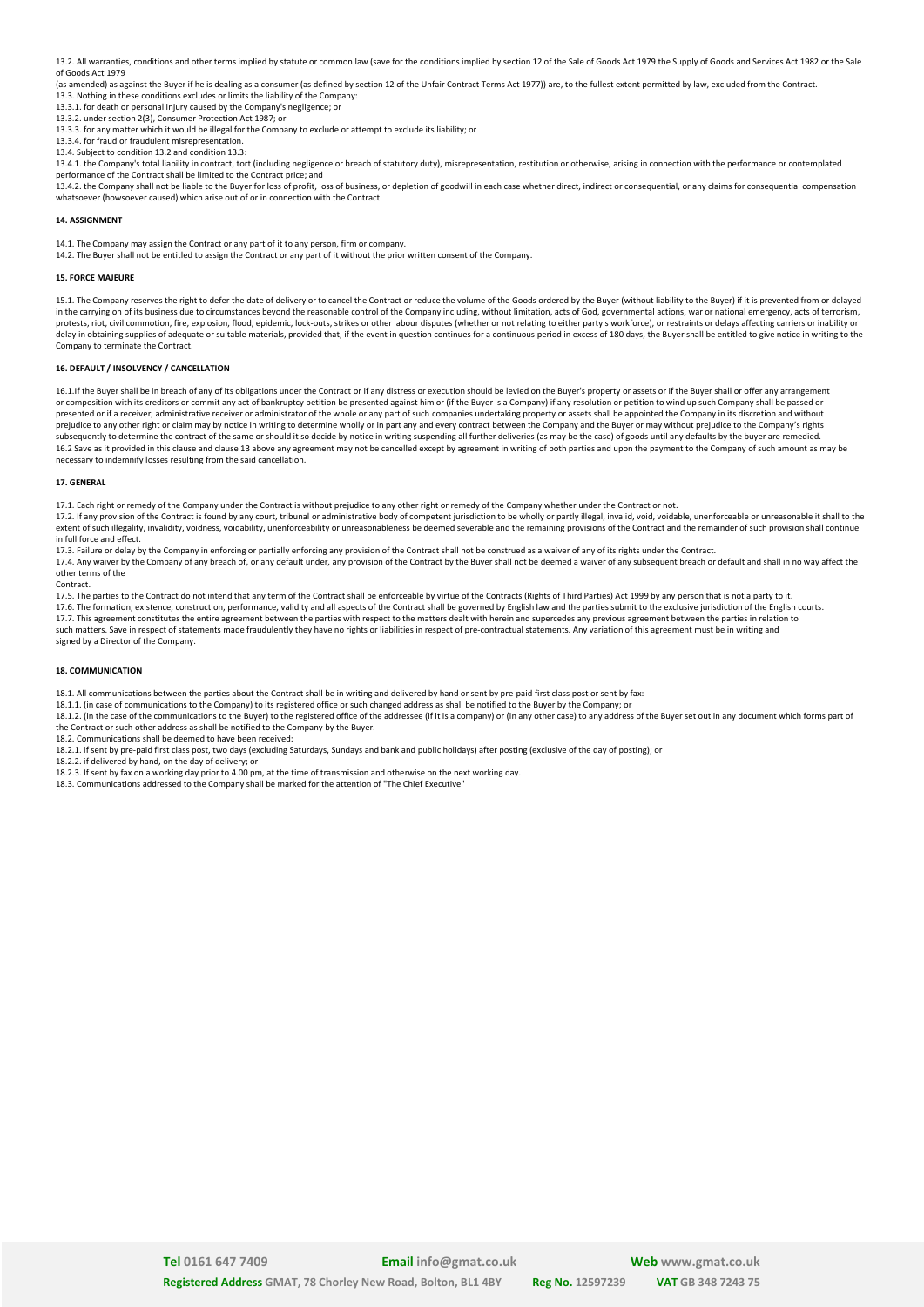13.2. All warranties, conditions and other terms implied by statute or common law (save for the conditions implied by section 12 of the Sale of Goods Act 1979 the Supply of Goods and Services Act 1982 or the Sale of Goods Act 1979

(as amended) as against the Buyer if he is dealing as a consumer (as defined by section 12 of the Unfair Contract Terms Act 1977)) are, to the fullest extent permitted by law, excluded from the Contract.

13.3. Nothing in these conditions excludes or limits the liability of the Company:

13.3.1. for death or personal injury caused by the Company's negligence; or

13.3.2. under section 2(3), Consumer Protection Act 1987; or

13.3.3. for any matter which it would be illegal for the Company to exclude or attempt to exclude its liability; or

13.3.4. for fraud or fraudulent misrepresentation.

13.4. Subject to condition 13.2 and condition 13.3:

13.4.1. the Company's total liability in contract, tort (including negligence or breach of statutory duty), misrepresentation, restitution or otherwise, arising in connection with the performance or contemplated performance of the Contract shall be limited to the Contract price; and

13.4.2. the Company shall not be liable to the Buyer for loss of profit, loss of business, or depletion of goodwill in each case whether direct, indirect or consequential, or any claims for consequential compensation whatsoever (howsoever caused) which arise out of or in connection with the Contract.

**14. ASSIGNMENT**

14.1. The Company may assign the Contract or any part of it to any person, firm or company.

14.2. The Buyer shall not be entitled to assign the Contract or any part of it without the prior written consent of the Company.

**15. FORCE MAJEURE**

15.1. The Company reserves the right to defer the date of delivery or to cancel the Contract or reduce the volume of the Goods ordered by the Buyer (without liability to the Buyer) if it is prevented from or delayed in the carrying on of its business due to circumstances beyond the reasonable control of the Company including, without limitation, acts of God, governmental actions, war or national emergency, acts of terrorism, protests, riot, civil commotion, fire, explosion, flood, epidemic, lock-outs, strikes or other labour disputes (whether or not relating to either party's workforce), or restraints or delays affecting carriers or inability or delay in obtaining supplies of adequate or suitable materials, provided that, if the event in question continues for a continuous period in excess of 180 days, the Buyer shall be entitled to give notice in writing to the Company to terminate the Contract.

**16. DEFAULT / INSOLVENCY / CANCELLATION**

16.1.If the Buyer shall be in breach of any of its obligations under the Contract or if any distress or execution should be levied on the Buyer's property or assets or if the Buyer shall or offer any arrangement or composition with its creditors or commit any act of bankruptcy petition be presented against him or (if the Buyer is a Company) if any resolution or petition to wind up such Company shall be passed or presented or if a receiver, administrative receiver or administrator of the whole or any part of such companies undertaking property or assets shall be appointed the Company in its discretion and without prejudice to any other right or claim may by notice in writing to determine wholly or in part any and every contract between the Company and the Buyer or may without prejudice to the Company's rights subsequently to determine the contract of the same or should it so decide by notice in writing suspending all further deliveries (as may be the case) of goods until any defaults by the buyer are remedied.

16.2 Save as it provided in this clause and clause 13 above any agreement may not be cancelled except by agreement in writing of both parties and upon the payment to the Company of such amount as may be necessary to indemnify losses resulting from the said cancellation.

**17. GENERAL**

17.1. Each right or remedy of the Company under the Contract is without prejudice to any other right or remedy of the Company whether under the Contract or not.

17.2. If any provision of the Contract is found by any court, tribunal or administrative body of competent jurisdiction to be wholly or partly illegal, invalid, void, voidable, unenforceable or unreasonable it shall to the extent of such illegality, invalidity, voidness, voidability, unenforceability or unreasonableness be deemed severable and the remaining provisions of the Contract and the remainder of such provision shall continue in full force and effect.

17.3. Failure or delay by the Company in enforcing or partially enforcing any provision of the Contract shall not be construed as a waiver of any of its rights under the Contract.

17.4. Any waiver by the Company of any breach of, or any default under, any provision of the Contract by the Buyer shall not be deemed a waiver of any subsequent breach or default and shall in no way affect the other terms of the Contract.

17.5. The parties to the Contract do not intend that any term of the Contract shall be enforceable by virtue of the Contracts (Rights of Third Parties) Act 1999 by any person that is not a party to it.

17.6. The formation, existence, construction, performance, validity and all aspects of the Contract shall be governed by English law and the parties submit to the exclusive jurisdiction of the English courts.

17.7. This agreement constitutes the entire agreement between the parties with respect to the matters dealt with herein and supercedes any previous agreement between the parties in relation to such matters. Save in respect of statements made fraudulently they have no rights or liabilities in respect of pre-contractual statements. Any variation of this agreement must be in writing and signed by a Director of the Company.

**18. COMMUNICATION**

18.1. All communications between the parties about the Contract shall be in writing and delivered by hand or sent by pre-paid first class post or sent by fax:

18.1.1. (in case of communications to the Company) to its registered office or such changed address as shall be notified to the Buyer by the Company; or

18.1.2. (in the case of the communications to the Buyer) to the registered office of the addressee (if it is a company) or (in any other case) to any address of the Buyer set out in any document which forms part of the Contract or such other address as shall be notified to the Company by the Buyer.

18.2. Communications shall be deemed to have been received:

18.2.1. if sent by pre-paid first class post, two days (excluding Saturdays, Sundays and bank and public holidays) after posting (exclusive of the day of posting); or

18.2.2. if delivered by hand, on the day of delivery; or

18.2.3. If sent by fax on a working day prior to 4.00 pm, at the time of transmission and otherwise on the next working day.

18.3. Communications addressed to the Company shall be marked for the attention of "The Chief Executive"

**Tel** 0161 647 7409 **Email** info@gmat.co.uk **Web** www.gmat.co.uk

**Registered Address** GMAT, 78 Chorley New Road, Bolton, BL1 4BY **Reg No.** 12597239 **VAT** GB 348 7243 75